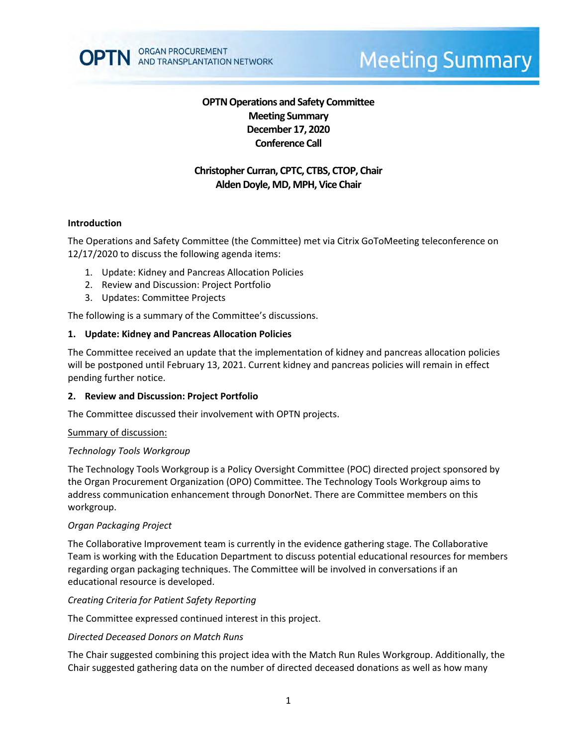# OPTN Operations and Safety Committee
## Meeting Summary
## December 17, 2020
## Conference Call

**Christopher Curran, CPTC, CTBS, CTOP, Chair**
**Alden Doyle, MD, MPH, Vice Chair**

### Introduction

The Operations and Safety Committee (the Committee) met via Citrix GoToMeeting teleconference on 12/17/2020 to discuss the following agenda items:

1. Update: Kidney and Pancreas Allocation Policies
2. Review and Discussion: Project Portfolio
3. Updates: Committee Projects

The following is a summary of the Committee's discussions.

### 1. Update: Kidney and Pancreas Allocation Policies

The Committee received an update that the implementation of kidney and pancreas allocation policies will be postponed until February 13, 2021. Current kidney and pancreas policies will remain in effect pending further notice.

### 2. Review and Discussion: Project Portfolio

The Committee discussed their involvement with OPTN projects.

Summary of discussion:

*Technology Tools Workgroup*

The Technology Tools Workgroup is a Policy Oversight Committee (POC) directed project sponsored by the Organ Procurement Organization (OPO) Committee. The Technology Tools Workgroup aims to address communication enhancement through DonorNet. There are Committee members on this workgroup.

*Organ Packaging Project*

The Collaborative Improvement team is currently in the evidence gathering stage. The Collaborative Team is working with the Education Department to discuss potential educational resources for members regarding organ packaging techniques. The Committee will be involved in conversations if an educational resource is developed.

*Creating Criteria for Patient Safety Reporting*

The Committee expressed continued interest in this project.

*Directed Deceased Donors on Match Runs*

The Chair suggested combining this project idea with the Match Run Rules Workgroup. Additionally, the Chair suggested gathering data on the number of directed deceased donations as well as how many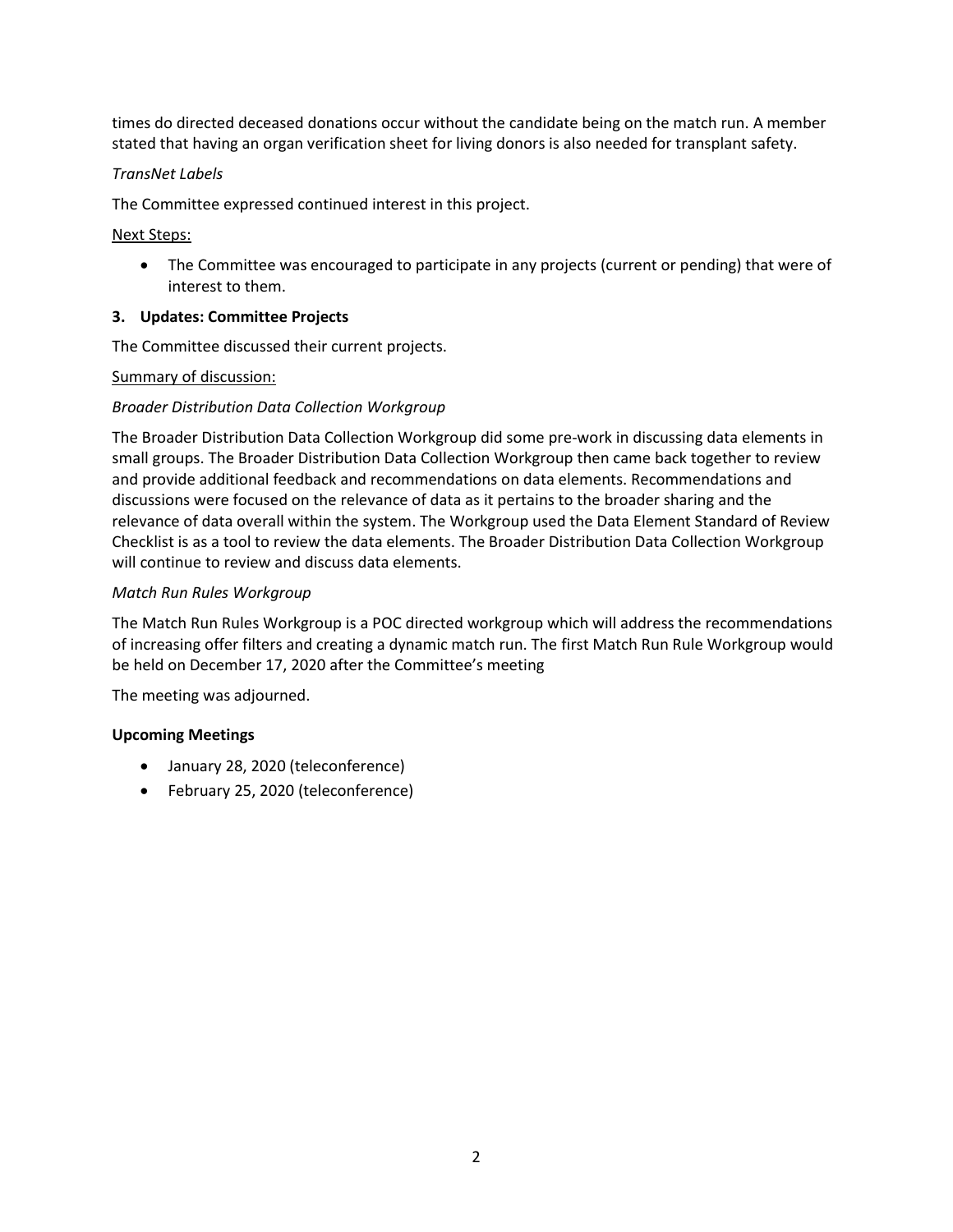times do directed deceased donations occur without the candidate being on the match run. A member stated that having an organ verification sheet for living donors is also needed for transplant safety.

*TransNet Labels*

The Committee expressed continued interest in this project.

<u>Next Steps:</u>

- The Committee was encouraged to participate in any projects (current or pending) that were of interest to them.

**3. Updates: Committee Projects**

The Committee discussed their current projects.

<u>Summary of discussion:</u>

*Broader Distribution Data Collection Workgroup*

The Broader Distribution Data Collection Workgroup did some pre-work in discussing data elements in small groups. The Broader Distribution Data Collection Workgroup then came back together to review and provide additional feedback and recommendations on data elements. Recommendations and discussions were focused on the relevance of data as it pertains to the broader sharing and the relevance of data overall within the system. The Workgroup used the Data Element Standard of Review Checklist is as a tool to review the data elements. The Broader Distribution Data Collection Workgroup will continue to review and discuss data elements.

*Match Run Rules Workgroup*

The Match Run Rules Workgroup is a POC directed workgroup which will address the recommendations of increasing offer filters and creating a dynamic match run. The first Match Run Rule Workgroup would be held on December 17, 2020 after the Committee's meeting

The meeting was adjourned.

**Upcoming Meetings**

- January 28, 2020 (teleconference)
- February 25, 2020 (teleconference)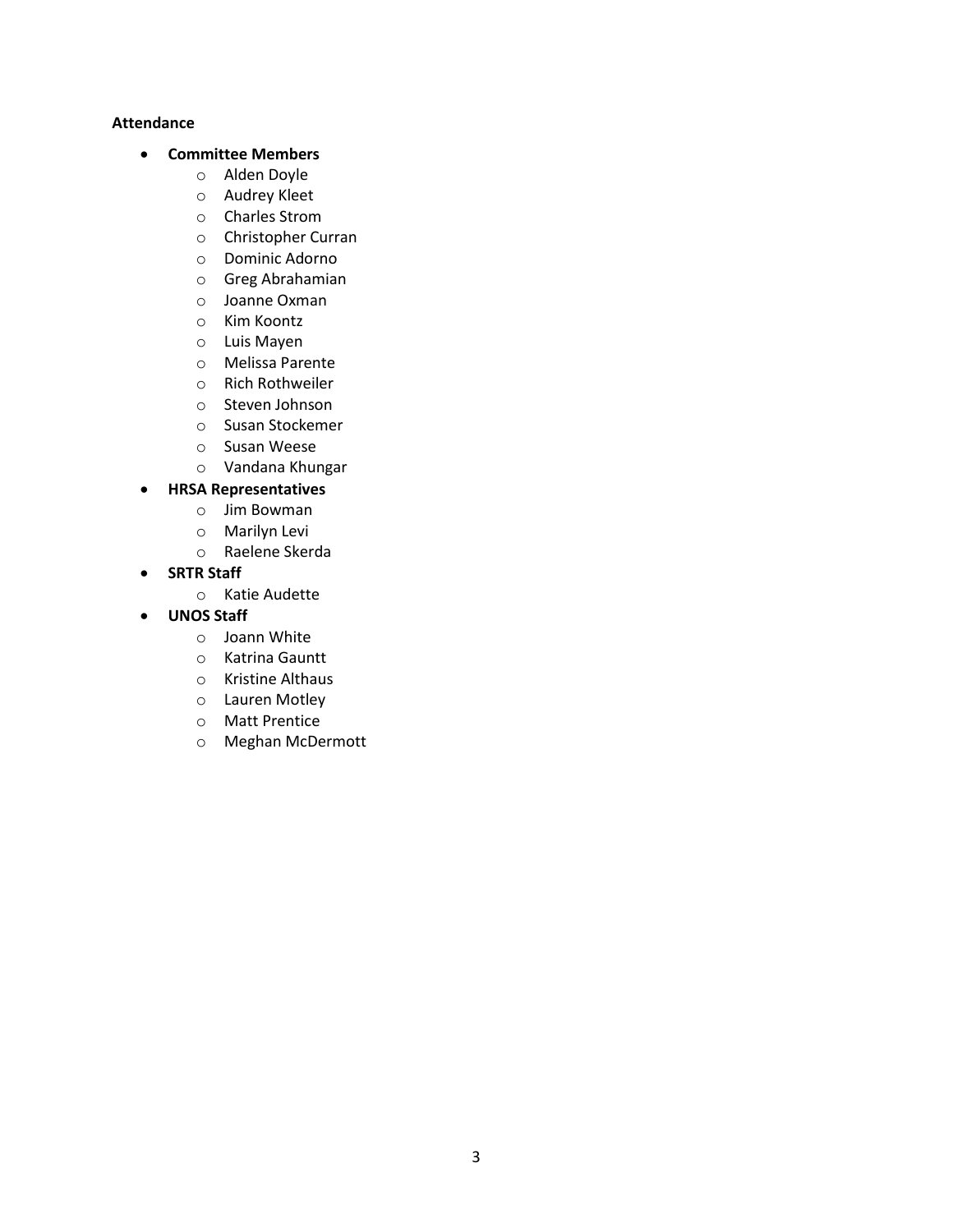**Attendance**

- **Committee Members**
  - Alden Doyle
  - Audrey Kleet
  - Charles Strom
  - Christopher Curran
  - Dominic Adorno
  - Greg Abrahamian
  - Joanne Oxman
  - Kim Koontz
  - Luis Mayen
  - Melissa Parente
  - Rich Rothweiler
  - Steven Johnson
  - Susan Stockemer
  - Susan Weese
  - Vandana Khungar
- **HRSA Representatives**
  - Jim Bowman
  - Marilyn Levi
  - Raelene Skerda
- **SRTR Staff**
  - Katie Audette
- **UNOS Staff**
  - Joann White
  - Katrina Gauntt
  - Kristine Althaus
  - Lauren Motley
  - Matt Prentice
  - Meghan McDermott